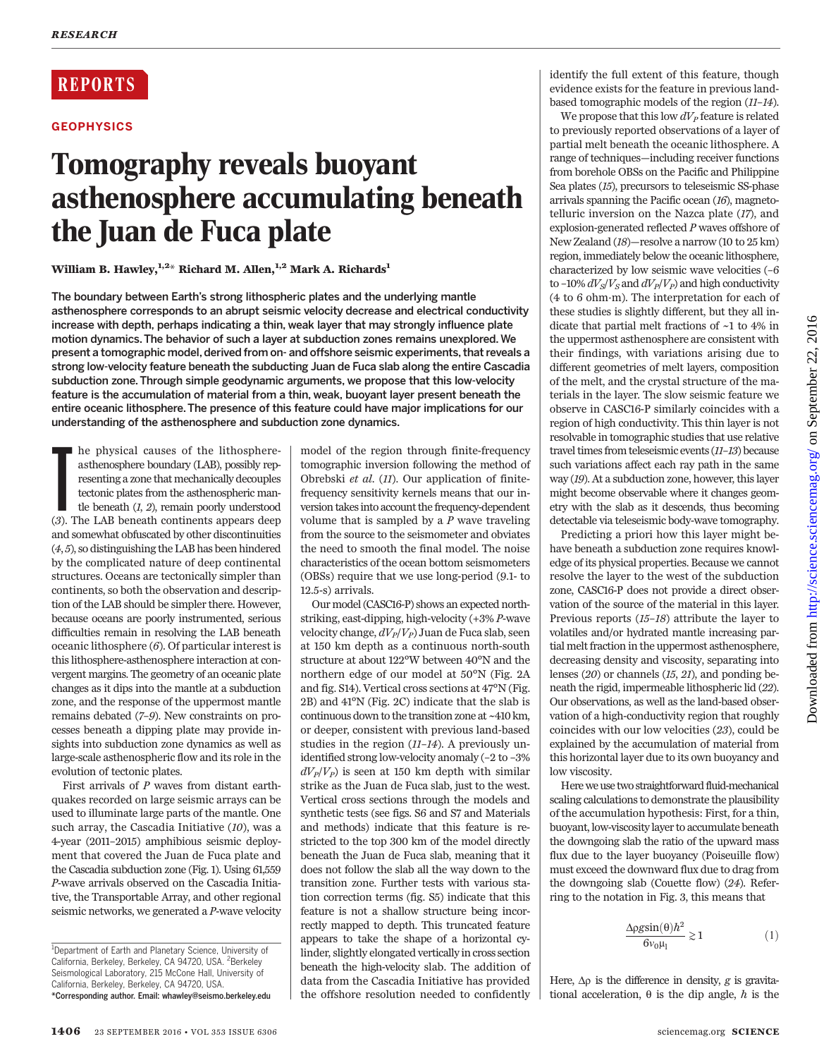REPORTS

GEOPHYSICS

# Tomography reveals buoyant asthenosphere accumulating beneath the Juan de Fuca plate

**William B. Hawley,[1,2]* Richard M. Allen,[1,2] Mark A. Richards[1]**

**The boundary between Earth's strong lithospheric plates and the underlying mantle asthenosphere corresponds to an abrupt seismic velocity decrease and electrical conductivity increase with depth, perhaps indicating a thin, weak layer that may strongly influence plate motion dynamics. The behavior of such a layer at subduction zones remains unexplored. We present a tomographic model, derived from on- and offshore seismic experiments, that reveals a strong low-velocity feature beneath the subducting Juan de Fuca slab along the entire Cascadia subduction zone. Through simple geodynamic arguments, we propose that this low-velocity feature is the accumulation of material from a thin, weak, buoyant layer present beneath the entire oceanic lithosphere. The presence of this feature could have major implications for our understanding of the asthenosphere and subduction zone dynamics.**

The physical causes of the lithosphere-asthenosphere boundary (LAB), possibly representing a zone that mechanically decouples tectonic plates from the asthenospheric mantle beneath (*1*, *2*), remain poorly understood (*3*). The LAB beneath continents appears deep and somewhat obfuscated by other discontinuities (*4*, *5*), so distinguishing the LAB has been hindered by the complicated nature of deep continental structures. Oceans are tectonically simpler than continents, so both the observation and description of the LAB should be simpler there. However, because oceans are poorly instrumented, serious difficulties remain in resolving the LAB beneath oceanic lithosphere (*6*). Of particular interest is this lithosphere-asthenosphere interaction at convergent margins. The geometry of an oceanic plate changes as it dips into the mantle at a subduction zone, and the response of the uppermost mantle remains debated (*7*–*9*). New constraints on processes beneath a dipping plate may provide insights into subduction zone dynamics as well as large-scale asthenospheric flow and its role in the evolution of tectonic plates.

First arrivals of *P* waves from distant earthquakes recorded on large seismic arrays can be used to illuminate large parts of the mantle. One such array, the Cascadia Initiative (*10*), was a 4-year (2011–2015) amphibious seismic deployment that covered the Juan de Fuca plate and the Cascadia subduction zone (Fig. 1). Using 61,559 *P*-wave arrivals observed on the Cascadia Initiative, the Transportable Array, and other regional seismic networks, we generated a *P*-wave velocity model of the region through finite-frequency tomographic inversion following the method of Obrebski *et al.* (*11*). Our application of finite-frequency sensitivity kernels means that our inversion takes into account the frequency-dependent volume that is sampled by a *P* wave traveling from the source to the seismometer and obviates the need to smooth the final model. The noise characteristics of the ocean bottom seismometers (OBSs) require that we use long-period (9.1- to 12.5-s) arrivals.

Our model (CASC16-P) shows an expected north-striking, east-dipping, high-velocity (+3% *P*-wave velocity change, $dV_P/V_P$) Juan de Fuca slab, seen at 150 km depth as a continuous north-south structure at about 122°W between 40°N and the northern edge of our model at 50°N (Fig. 2A and fig. S14). Vertical cross sections at 47°N (Fig. 2B) and 41°N (Fig. 2C) indicate that the slab is continuous down to the transition zone at ~410 km, or deeper, consistent with previous land-based studies in the region (*11*–*14*). A previously unidentified strong low-velocity anomaly (–2 to –3% $dV_P/V_P$) is seen at 150 km depth with similar strike as the Juan de Fuca slab, just to the west. Vertical cross sections through the models and synthetic tests (see figs. S6 and S7 and Materials and methods) indicate that this feature is restricted to the top 300 km of the model directly beneath the Juan de Fuca slab, meaning that it does not follow the slab all the way down to the transition zone. Further tests with various station correction terms (fig. S5) indicate that this feature is not a shallow structure being incorrectly mapped to depth. This truncated feature appears to take the shape of a horizontal cylinder, slightly elongated vertically in cross section beneath the high-velocity slab. The addition of data from the Cascadia Initiative has provided the offshore resolution needed to confidently identify the full extent of this feature, though evidence exists for the feature in previous land-based tomographic models of the region (*11*–*14*).

We propose that this low $dV_P$ feature is related to previously reported observations of a layer of partial melt beneath the oceanic lithosphere. A range of techniques—including receiver functions from borehole OBSs on the Pacific and Philippine Sea plates (*15*), precursors to teleseismic SS-phase arrivals spanning the Pacific ocean (*16*), magnetotelluric inversion on the Nazca plate (*17*), and explosion-generated reflected *P* waves offshore of New Zealand (*18*)—resolve a narrow (10 to 25 km) region, immediately below the oceanic lithosphere, characterized by low seismic wave velocities (–6 to –10% $dV_S/V_S$ and $dV_P/V_P$) and high conductivity (4 to 6 ohm·m). The interpretation for each of these studies is slightly different, but they all indicate that partial melt fractions of ~1 to 4% in the uppermost asthenosphere are consistent with their findings, with variations arising due to different geometries of melt layers, composition of the melt, and the crystal structure of the materials in the layer. The slow seismic feature we observe in CASC16-P similarly coincides with a region of high conductivity. This thin layer is not resolvable in tomographic studies that use relative travel times from teleseismic events (*11*–*13*) because such variations affect each ray path in the same way (*19*). At a subduction zone, however, this layer might become observable where it changes geometry with the slab as it descends, thus becoming detectable via teleseismic body-wave tomography.

Predicting a priori how this layer might behave beneath a subduction zone requires knowledge of its physical properties. Because we cannot resolve the layer to the west of the subduction zone, CASC16-P does not provide a direct observation of the source of the material in this layer. Previous reports (*15*–*18*) attribute the layer to volatiles and/or hydrated mantle increasing partial melt fraction in the uppermost asthenosphere, decreasing density and viscosity, separating into lenses (*20*) or channels (*15*, *21*), and ponding beneath the rigid, impermeable lithospheric lid (*22*). Our observations, as well as the land-based observation of a high-conductivity region that roughly coincides with our low velocities (*23*), could be explained by the accumulation of material from this horizontal layer due to its own buoyancy and low viscosity.

Here we use two straightforward fluid-mechanical scaling calculations to demonstrate the plausibility of the accumulation hypothesis: First, for a thin, buoyant, low-viscosity layer to accumulate beneath the downgoing slab the ratio of the upward mass flux due to the layer buoyancy (Poiseuille flow) must exceed the downward flux due to drag from the downgoing slab (Couette flow) (*24*). Referring to the notation in Fig. 3, this means that

$$\frac{\Delta\rho g \sin(\theta) h^2}{6 v_0 \mu_1} \gtrsim 1 \quad (1)$$

Here, $\Delta\rho$ is the difference in density, $g$ is gravitational acceleration, $\theta$ is the dip angle, $h$ is the

[1]Department of Earth and Planetary Science, University of California, Berkeley, Berkeley, CA 94720, USA. [2]Berkeley Seismological Laboratory, 215 McCone Hall, University of California, Berkeley, Berkeley, CA 94720, USA.
*Corresponding author. Email: whawley@seismo.berkeley.edu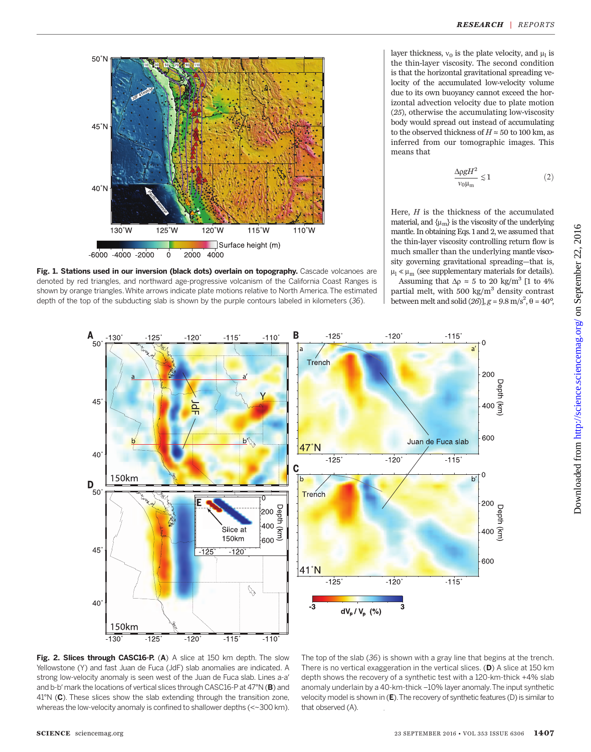layer thickness, $v_0$ is the plate velocity, and $\mu_l$ is the thin-layer viscosity. The second condition is that the horizontal gravitational spreading velocity of the accumulated low-velocity volume due to its own buoyancy cannot exceed the horizontal advection velocity due to plate motion (25), otherwise the accumulating low-viscosity body would spread out instead of accumulating to the observed thickness of $H \approx 50$ to 100 km, as inferred from our tomographic images. This means that

$$\frac{\Delta\rho g H^2}{v_0 \mu_m} \lesssim 1 \qquad (2)$$

Here, $H$ is the thickness of the accumulated material, and $\{\mu_m\}$ is the viscosity of the underlying mantle. In obtaining Eqs. 1 and 2, we assumed that the thin-layer viscosity controlling return flow is much smaller than the underlying mantle viscosity governing gravitational spreading—that is, $\mu_l \ll \mu_m$ (see supplementary materials for details).

Assuming that $\Delta\rho \approx 5$ to 20 kg/m$^3$ [1 to 4% partial melt, with 500 kg/m$^3$ density contrast between melt and solid (26)], $g = 9.8$ m/s$^2$, $\theta = 40°$,

**Fig. 1. Stations used in our inversion (black dots) overlain on topography.** Cascade volcanoes are denoted by red triangles, and northward age-progressive volcanism of the California Coast Ranges is shown by orange triangles. White arrows indicate plate motions relative to North America. The estimated depth of the top of the subducting slab is shown by the purple contours labeled in kilometers (36).

**Fig. 2. Slices through CASC16-P.** (**A**) A slice at 150 km depth. The slow Yellowstone (Y) and fast Juan de Fuca (JdF) slab anomalies are indicated. A strong low-velocity anomaly is seen west of the Juan de Fuca slab. Lines a-a′ and b-b′ mark the locations of vertical slices through CASC16-P at 47°N (**B**) and 41°N (**C**). These slices show the slab extending through the transition zone, whereas the low-velocity anomaly is confined to shallower depths (<~300 km). The top of the slab (36) is shown with a gray line that begins at the trench. There is no vertical exaggeration in the vertical slices. (**D**) A slice at 150 km depth shows the recovery of a synthetic test with a 120-km-thick +4% slab anomaly underlain by a 40-km-thick –10% layer anomaly. The input synthetic velocity model is shown in (**E**). The recovery of synthetic features (D) is similar to that observed (A).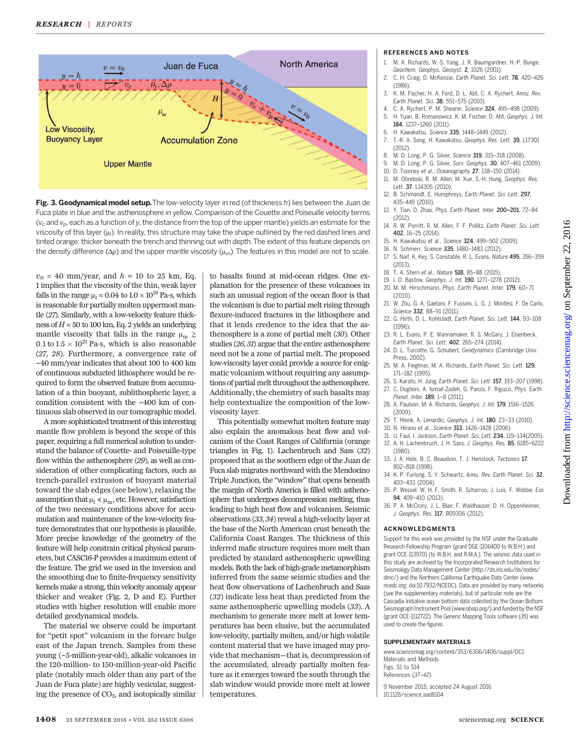**Fig. 3. Geodynamical model setup.** The low-velocity layer in red (of thickness $h$) lies between the Juan de Fuca plate in blue and the asthenosphere in yellow. Comparison of the Couette and Poiseuille velocity terms ($v_c$ and $v_P$, each as a function of $y$, the distance from the top of the upper mantle) yields an estimate for the viscosity of this layer ($\mu_l$). In reality, this structure may take the shape outlined by the red dashed lines and tinted orange: thicker beneath the trench and thinning out with depth. The extent of this feature depends on the density difference ($\Delta\rho$) and the upper mantle viscosity ($\mu_m$). The features in this model are not to scale.

$v_0$ = 40 mm/year, and $h \approx$ 10 to 25 km, Eq. 1 implies that the viscosity of the thin, weak layer falls in the range $\mu_l \approx 0.04$ to $1.0 \times 10^{19}$ Pa·s, which is reasonable for partially molten uppermost mantle (27). Similarly, with a low-velocity feature thickness of $H \approx 50$ to 100 km, Eq. 2 yields an underlying mantle viscosity that falls in the range $\mu_m \gtrsim 0.1$ to $1.5 \times 10^{21}$ Pa·s, which is also reasonable (27, 28). Furthermore, a convergence rate of ~40 mm/year indicates that about 100 to 400 km of continuous subducted lithosphere would be required to form the observed feature from accumulation of a thin buoyant, sublithospheric layer, a condition consistent with the ~400 km of continuous slab observed in our tomographic model.

A more sophisticated treatment of this interesting mantle flow problem is beyond the scope of this paper, requiring a full numerical solution to understand the balance of Couette- and Poiseuille-type flow within the asthenosphere (29), as well as consideration of other complicating factors, such as trench-parallel extrusion of buoyant material toward the slab edges (see below), relaxing the assumption that $\mu_l \ll \mu_m$, etc. However, satisfaction of the two necessary conditions above for accumulation and maintenance of the low-velocity feature demonstrates that our hypothesis is plausible. More precise knowledge of the geometry of the feature will help constrain critical physical parameters, but CASC16-P provides a maximum extent of the feature. The grid we used in the inversion and the smoothing due to finite-frequency sensitivity kernels make a strong, thin velocity anomaly appear thicker and weaker (Fig. 2, D and E). Further studies with higher resolution will enable more detailed geodynamical models.

The material we observe could be important for "petit spot" volcanism in the forearc bulge east of the Japan trench. Samples from these young (~5-million-year-old), alkalic volcanoes in the 120-million- to 150-million-year-old Pacific plate (notably much older than any part of the Juan de Fuca plate) are highly vesicular, suggesting the presence of $CO_2$, and isotopically similar to basalts found at mid-ocean ridges. One explanation for the presence of these volcanoes in such an unusual region of the ocean floor is that the volcanism is due to partial melt rising through flexure-induced fractures in the lithosphere and that it lends credence to the idea that the asthenosphere is a zone of partial melt (30). Other studies (26, 31) argue that the entire asthenosphere need not be a zone of partial melt. The proposed low-viscosity layer could provide a source for enigmatic volcanism without requiring any assumptions of partial melt throughout the asthenosphere. Additionally, the chemistry of such basalts may help contextualize the composition of the low-viscosity layer.

This potentially somewhat molten feature may also explain the anomalous heat flow and volcanism of the Coast Ranges of California (orange triangles in Fig. 1). Lachenbruch and Sass (32) proposed that as the southern edge of the Juan de Fuca slab migrates northward with the Mendocino Triple Junction, the "window" that opens beneath the margin of North America is filled with asthenosphere that undergoes decompression melting, thus leading to high heat flow and volcanism. Seismic observations (33, 34) reveal a high-velocity layer at the base of the North American crust beneath the California Coast Ranges. The thickness of this inferred mafic structure requires more melt than predicted by standard asthenospheric upwelling models. Both the lack of high-grade metamorphism inferred from the same seismic studies and the heat flow observations of Lachenbruch and Sass (32) indicate less heat than predicted from the same asthenospheric upwelling models (33). A mechanism to generate more melt at lower temperatures has been elusive, but the accumulated low-velocity, partially molten, and/or high volatile content material that we have imaged may provide that mechanism—that is, decompression of the accumulated, already partially molten feature as it emerges toward the south through the slab window would provide more melt at lower temperatures.

## REFERENCES AND NOTES

1. M. A. Richards, W.-S. Yang, J. R. Baumgardner, H.-P. Bunge, *Geochem. Geophys. Geosyst.* **2**, 1026 (2001).
2. C. H. Craig, D. McKenzie, *Earth Planet. Sci. Lett.* **78**, 420–426 (1986).
3. K. M. Fischer, H. A. Ford, D. L. Abt, C. A. Rychert, *Annu. Rev. Earth Planet. Sci.* **38**, 551–575 (2010).
4. C. A. Rychert, P. M. Shearer, *Science* **324**, 495–498 (2009).
5. H. Yuan, B. Romanowicz, K. M. Fischer, D. Abt, *Geophys. J. Int.* **184**, 1237–1260 (2011).
6. H. Kawakatsu, *Science* **335**, 1448–1449 (2012).
7. T.-R. A. Song, H. Kawakatsu, *Geophys. Res. Lett.* **39**, L17301 (2012).
8. M. D. Long, P. G. Silver, *Science* **319**, 315–318 (2008).
9. M. D. Long, P. G. Silver, *Surv. Geophys.* **30**, 407–461 (2009).
10. D. Toomey *et al.*, *Oceanography* **27**, 138–150 (2014).
11. M. Obrebski, R. M. Allen, M. Xue, S.-H. Hung, *Geophys. Res. Lett.* **37**, L14305 (2010).
12. B. Schmandt, E. Humphreys, *Earth Planet. Sci. Lett.* **297**, 435–445 (2010).
13. Y. Tian, D. Zhao, *Phys. Earth Planet. Inter.* **200–201**, 72–84 (2012).
14. R. W. Porritt, R. M. Allen, F. F. Pollitz, *Earth Planet. Sci. Lett.* **402**, 16–25 (2014).
15. H. Kawakatsu *et al.*, *Science* **324**, 499–502 (2009).
16. N. Schmerr, *Science* **335**, 1480–1483 (2012).
17. S. Naif, K. Key, S. Constable, R. L. Evans, *Nature* **495**, 356–359 (2013).
18. T. A. Stern *et al.*, *Nature* **518**, 85–88 (2015).
19. I. D. Bastow, *Geophys. J. Int.* **190**, 1271–1278 (2012).
20. M. M. Hirschmann, *Phys. Earth Planet. Inter.* **179**, 60–71 (2010).
21. W. Zhu, G. A. Gaetani, F. Fusseis, L. G. J. Montési, F. De Carlo, *Science* **332**, 88–91 (2011).
22. G. Hirth, D. L. Kohlstedt, *Earth Planet. Sci. Lett.* **144**, 93–108 (1996).
23. R. L. Evans, P. E. Wannamaker, R. S. McGary, J. Elsenbeck, *Earth Planet. Sci. Lett.* **402**, 265–274 (2014).
24. D. L. Turcotte, G. Schubert, *Geodynamics* (Cambridge Univ. Press, 2002).
25. M. A. Feighner, M. A. Richards, *Earth Planet. Sci. Lett.* **129**, 171–182 (1995).
26. S. Karato, H. Jung, *Earth Planet. Sci. Lett.* **157**, 193–207 (1998).
27. C. Doglioni, A. Ismail-Zadeh, G. Panza, F. Riguzzi, *Phys. Earth Planet. Inter.* **189**, 1–8 (2011).
28. A. Paulson, M. A. Richards, *Geophys. J. Int.* **179**, 1516–1526 (2009).
29. T. Höink, A. Lenardic, *Geophys. J. Int.* **180**, 23–33 (2010).
30. N. Hirano *et al.*, *Science* **313**, 1426–1428 (2006).
31. U. Faul, I. Jackson, *Earth Planet. Sci. Lett.* **234**, 119–134(2005).
32. A. H. Lachenbruch, J. H. Sass, *J. Geophys. Res.* **85**, 6185–6222 (1980).
33. J. A. Hole, B. C. Beaudoin, T. J. Henstock, *Tectonics* **17**, 802–818 (1998).
34. K. P. Furlong, S. Y. Schwartz, *Annu. Rev. Earth Planet. Sci.* **32**, 403–433 (2004).
35. P. Wessel, W. H. F. Smith, R. Scharroo, J. Luis, F. Wobbe, *Eos* **94**, 409–410 (2013).
36. P. A. McCrory, J. L. Blair, F. Waldhauser, D. H. Oppenheimer, *J. Geophys. Res.* **117**, B09306 (2012).

### ACKNOWLEDGMENTS

Support for this work was provided by the NSF under the Graduate Research Fellowship Program (grant DGE-1106400 to W.B.H.) and grant OCE-1139701 (to W.B.H. and R.M.A.). The seismic data used in this study are archived by the Incorporated Research Institutions for Seismology Data Management Center (http://ds.iris.edu/ds/nodes/dmc/) and the Northern California Earthquake Data Center (www.ncedc.org; doi:10.7932/NCEDC). Data are provided by many networks (see the supplementary materials), but of particular note are the Cascadia Initiative ocean bottom data collected by the Ocean Bottom Seismograph Instrument Pool (www.obsip.org/) and funded by the NSF (grant OCE-1112722). The Generic Mapping Tools software (35) was used to create the figures.

### SUPPLEMENTARY MATERIALS

www.sciencemag.org/content/353/6306/1406/suppl/DC1
Materials and Methods
Figs. S1 to S14
References (37–42)

9 November 2015; accepted 24 August 2016
10.1126/science.aad8104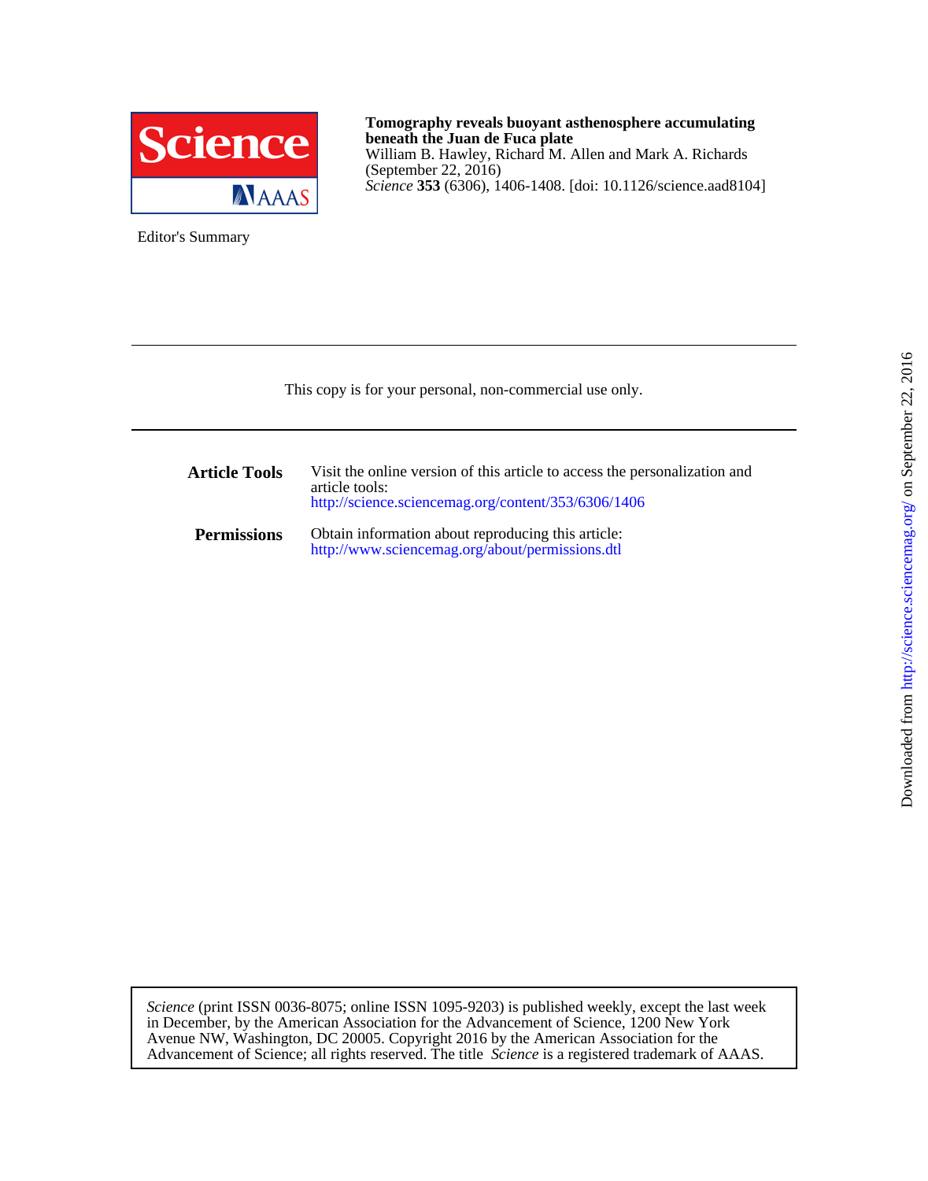**Tomography reveals buoyant asthenosphere accumulating beneath the Juan de Fuca plate**
William B. Hawley, Richard M. Allen and Mark A. Richards
(September 22, 2016)
*Science* **353** (6306), 1406-1408. [doi: 10.1126/science.aad8104]

Editor's Summary

---

This copy is for your personal, non-commercial use only.

---

| | |
|---|---|
| **Article Tools** | Visit the online version of this article to access the personalization and article tools: http://science.sciencemag.org/content/353/6306/1406 |
| **Permissions** | Obtain information about reproducing this article: http://www.sciencemag.org/about/permissions.dtl |

*Science* (print ISSN 0036-8075; online ISSN 1095-9203) is published weekly, except the last week in December, by the American Association for the Advancement of Science, 1200 New York Avenue NW, Washington, DC 20005. Copyright 2016 by the American Association for the Advancement of Science; all rights reserved. The title *Science* is a registered trademark of AAAS.